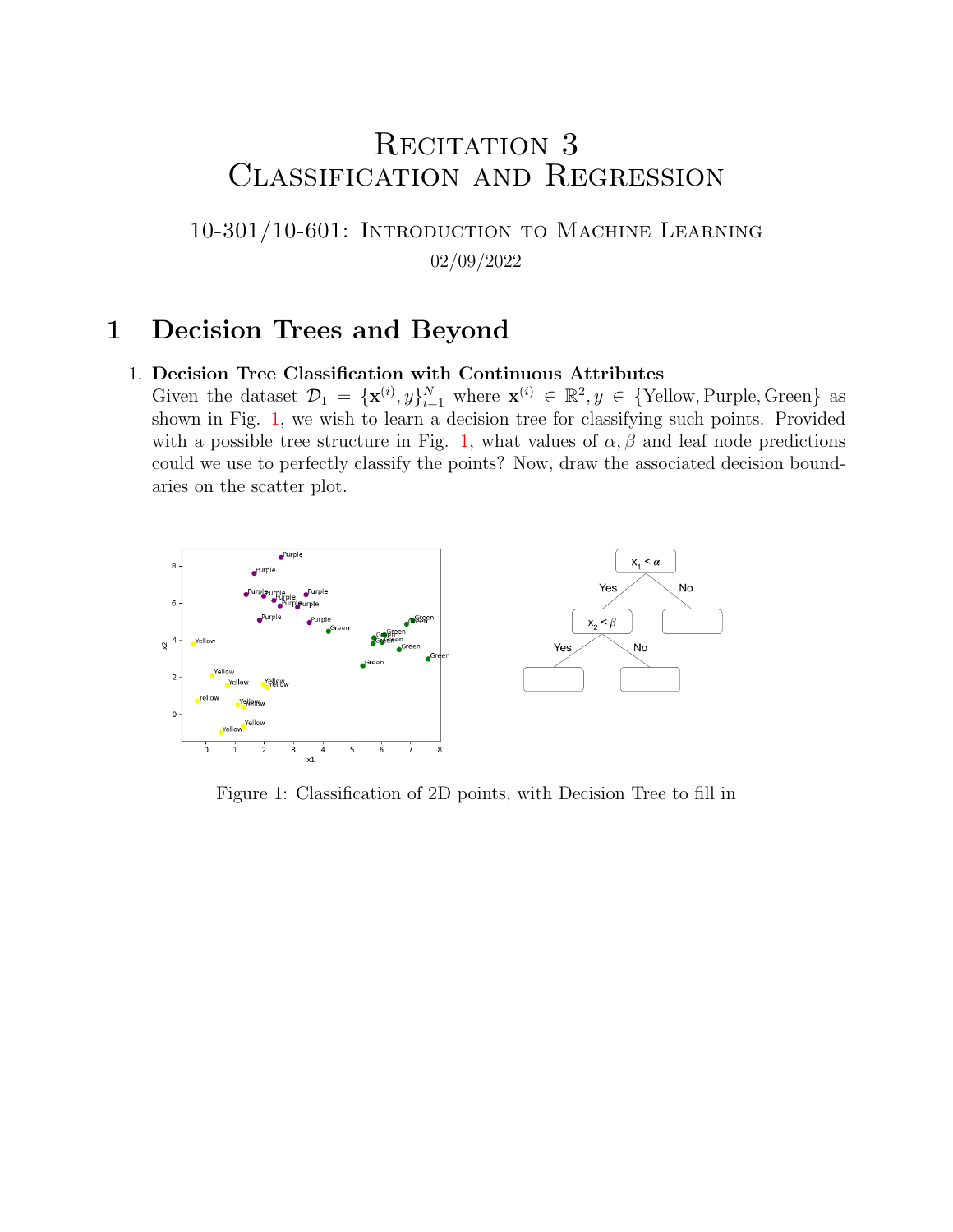# Recitation 3
# Classification and Regression

## 10-301/10-601: Introduction to Machine Learning

02/09/2022

## 1 Decision Trees and Beyond

1. **Decision Tree Classification with Continuous Attributes**
   Given the dataset $\mathcal{D}_1 = \{\mathbf{x}^{(i)}, y\}_{i=1}^{N}$ where $\mathbf{x}^{(i)} \in \mathbb{R}^2, y \in \{\text{Yellow}, \text{Purple}, \text{Green}\}$ as shown in Fig. 1, we wish to learn a decision tree for classifying such points. Provided with a possible tree structure in Fig. 1, what values of $\alpha, \beta$ and leaf node predictions could we use to perfectly classify the points? Now, draw the associated decision boundaries on the scatter plot.

Figure 1: Classification of 2D points, with Decision Tree to fill in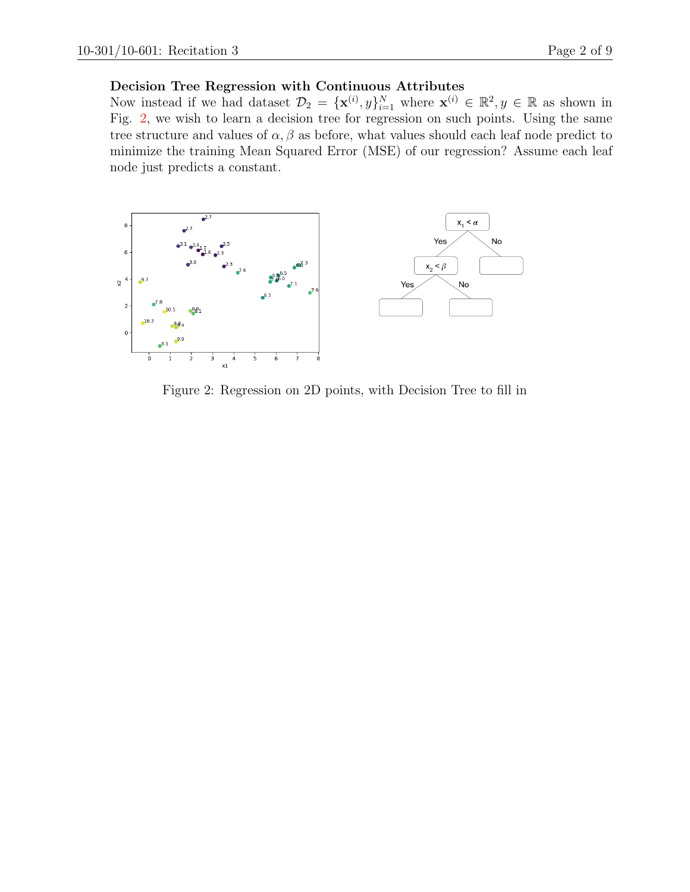**Decision Tree Regression with Continuous Attributes**

Now instead if we had dataset $\mathcal{D}_2 = \{\mathbf{x}^{(i)}, y\}_{i=1}^{N}$ where $\mathbf{x}^{(i)} \in \mathbb{R}^2, y \in \mathbb{R}$ as shown in Fig. 2, we wish to learn a decision tree for regression on such points. Using the same tree structure and values of $\alpha, \beta$ as before, what values should each leaf node predict to minimize the training Mean Squared Error (MSE) of our regression? Assume each leaf node just predicts a constant.

Figure 2: Regression on 2D points, with Decision Tree to fill in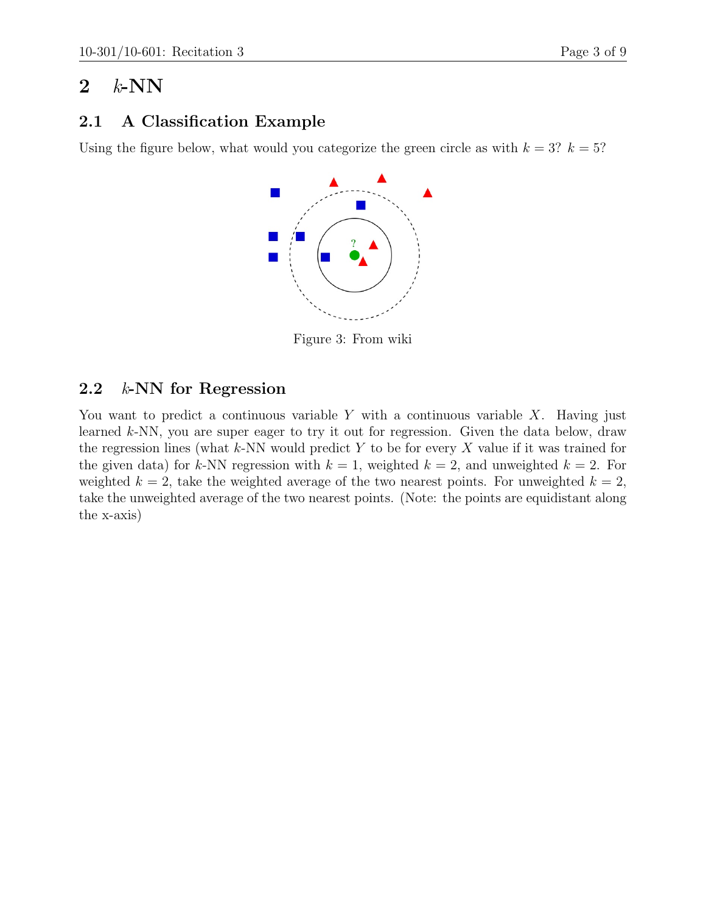# 2 $k$-NN

## 2.1 A Classification Example

Using the figure below, what would you categorize the green circle as with $k = 3$? $k = 5$?

Figure 3: From wiki

## 2.2 $k$-NN for Regression

You want to predict a continuous variable $Y$ with a continuous variable $X$. Having just learned $k$-NN, you are super eager to try it out for regression. Given the data below, draw the regression lines (what $k$-NN would predict $Y$ to be for every $X$ value if it was trained for the given data) for $k$-NN regression with $k = 1$, weighted $k = 2$, and unweighted $k = 2$. For weighted $k = 2$, take the weighted average of the two nearest points. For unweighted $k = 2$, take the unweighted average of the two nearest points. (Note: the points are equidistant along the x-axis)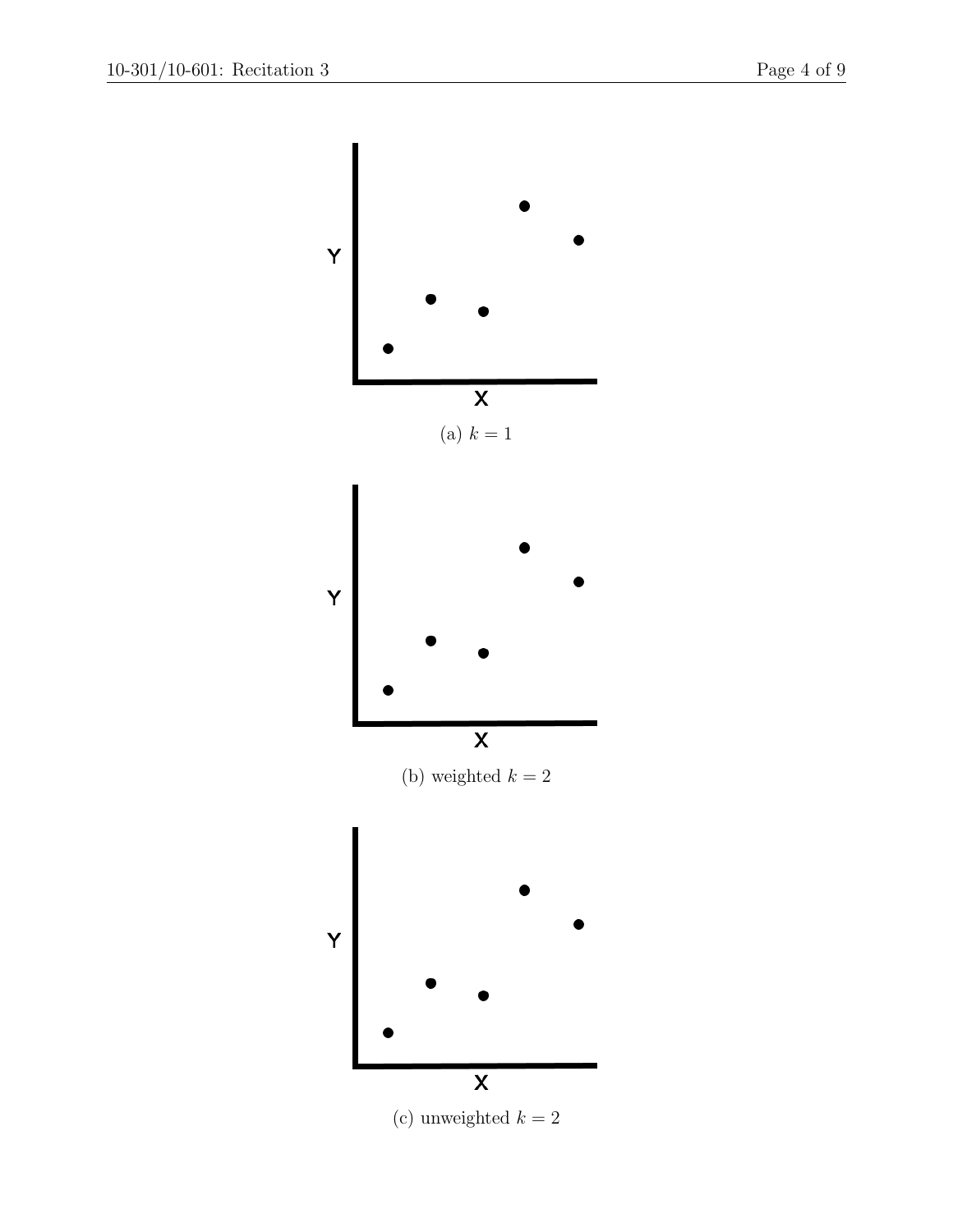Y

X

(a) $k = 1$

Y

X

(b) weighted $k = 2$

Y

X

(c) unweighted $k = 2$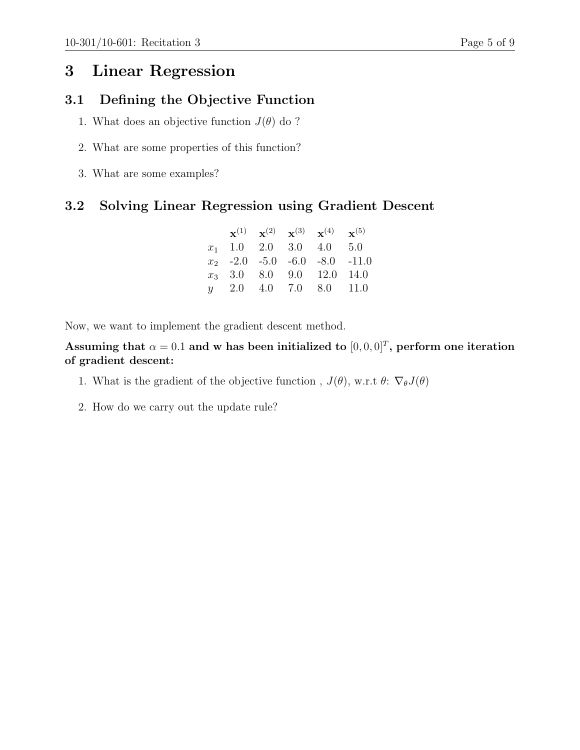# 3 Linear Regression

## 3.1 Defining the Objective Function

1. What does an objective function $J(\theta)$ do ?
2. What are some properties of this function?
3. What are some examples?

## 3.2 Solving Linear Regression using Gradient Descent

| | $\mathbf{x}^{(1)}$ | $\mathbf{x}^{(2)}$ | $\mathbf{x}^{(3)}$ | $\mathbf{x}^{(4)}$ | $\mathbf{x}^{(5)}$ |
|---|---|---|---|---|---|
| $x_1$ | 1.0 | 2.0 | 3.0 | 4.0 | 5.0 |
| $x_2$ | -2.0 | -5.0 | -6.0 | -8.0 | -11.0 |
| $x_3$ | 3.0 | 8.0 | 9.0 | 12.0 | 14.0 |
| $y$ | 2.0 | 4.0 | 7.0 | 8.0 | 11.0 |

Now, we want to implement the gradient descent method.

**Assuming that $\alpha = 0.1$ and w has been initialized to $[0, 0, 0]^T$, perform one iteration of gradient descent:**

1. What is the gradient of the objective function , $J(\theta)$, w.r.t $\theta$: $\nabla_\theta J(\theta)$
2. How do we carry out the update rule?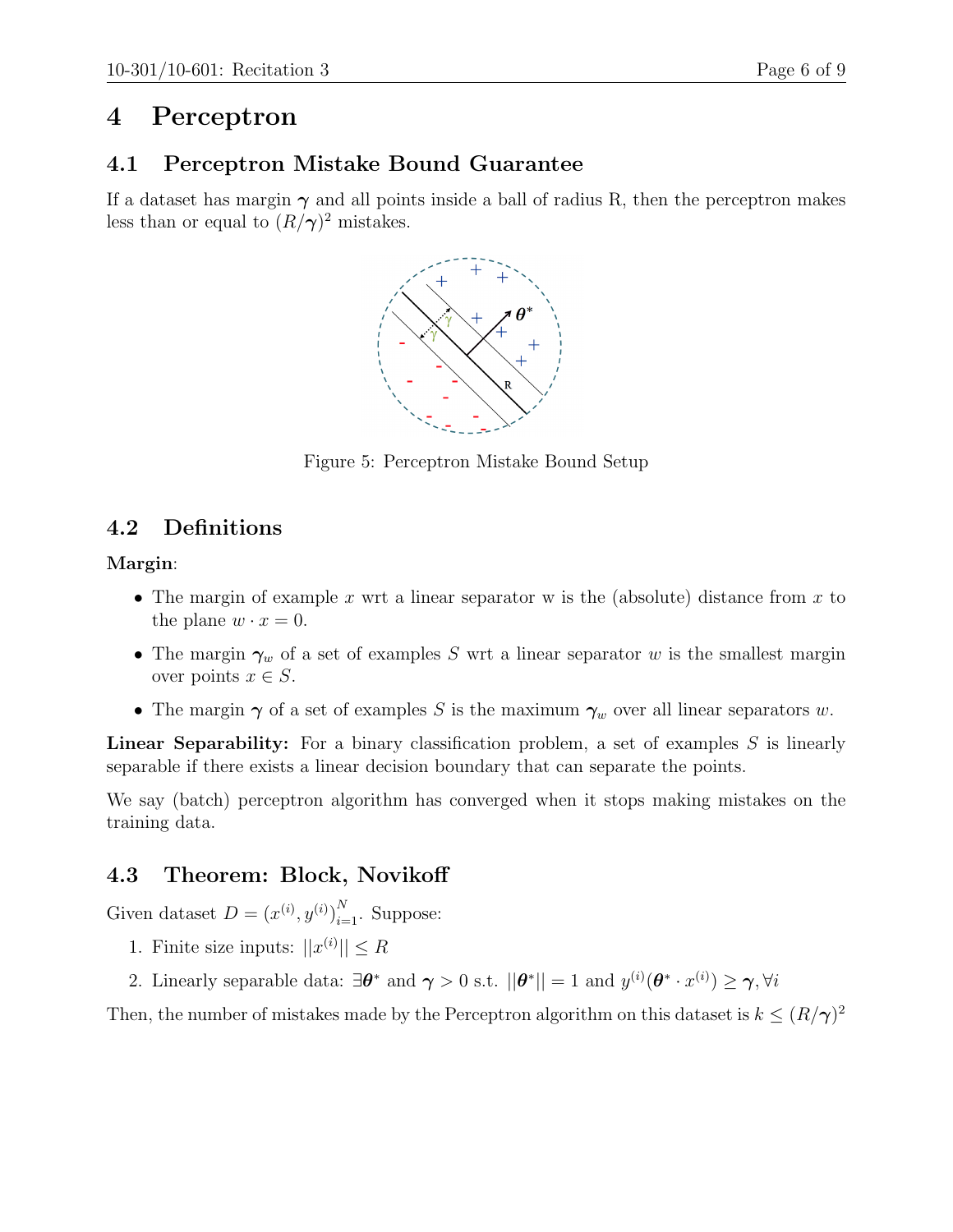# 4 Perceptron

## 4.1 Perceptron Mistake Bound Guarantee

If a dataset has margin $\boldsymbol{\gamma}$ and all points inside a ball of radius R, then the perceptron makes less than or equal to $(R/\boldsymbol{\gamma})^2$ mistakes.

Figure 5: Perceptron Mistake Bound Setup

## 4.2 Definitions

**Margin**:

- The margin of example $x$ wrt a linear separator w is the (absolute) distance from $x$ to the plane $w \cdot x = 0$.
- The margin $\boldsymbol{\gamma}_w$ of a set of examples $S$ wrt a linear separator $w$ is the smallest margin over points $x \in S$.
- The margin $\boldsymbol{\gamma}$ of a set of examples $S$ is the maximum $\boldsymbol{\gamma}_w$ over all linear separators $w$.

**Linear Separability:** For a binary classification problem, a set of examples $S$ is linearly separable if there exists a linear decision boundary that can separate the points.

We say (batch) perceptron algorithm has converged when it stops making mistakes on the training data.

## 4.3 Theorem: Block, Novikoff

Given dataset $D = (x^{(i)}, y^{(i)})_{i=1}^N$. Suppose:

1. Finite size inputs: $||x^{(i)}|| \leq R$
2. Linearly separable data: $\exists \boldsymbol{\theta}^*$ and $\boldsymbol{\gamma} > 0$ s.t. $||\boldsymbol{\theta}^*|| = 1$ and $y^{(i)}(\boldsymbol{\theta}^* \cdot x^{(i)}) \geq \boldsymbol{\gamma}, \forall i$

Then, the number of mistakes made by the Perceptron algorithm on this dataset is $k \leq (R/\boldsymbol{\gamma})^2$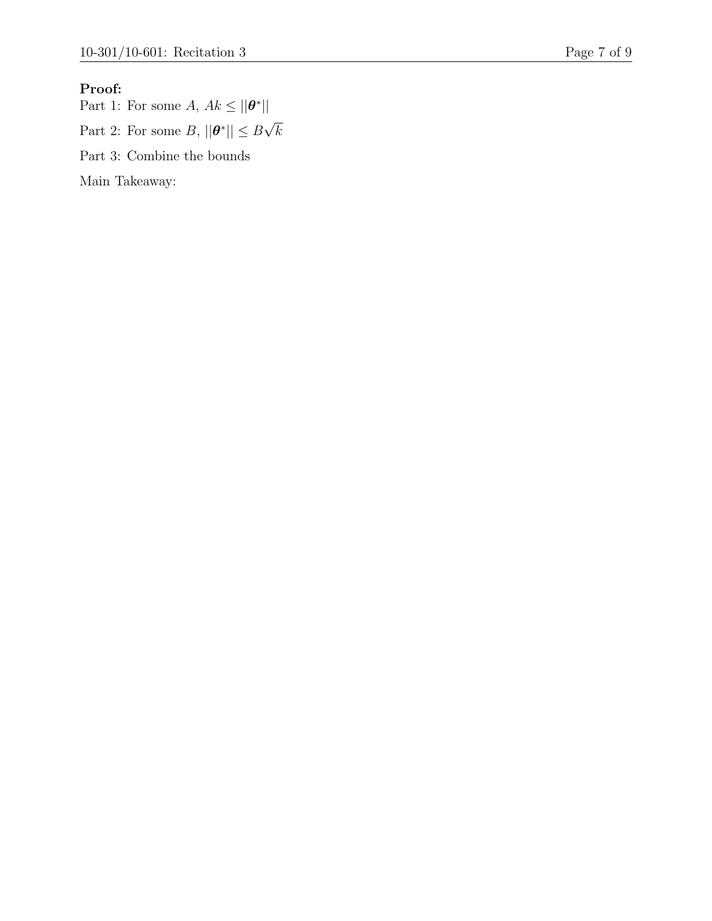**Proof:**

Part 1: For some $A$, $Ak \leq ||\boldsymbol{\theta}^*||$

Part 2: For some $B$, $||\boldsymbol{\theta}^*|| \leq B\sqrt{k}$

Part 3: Combine the bounds

Main Takeaway: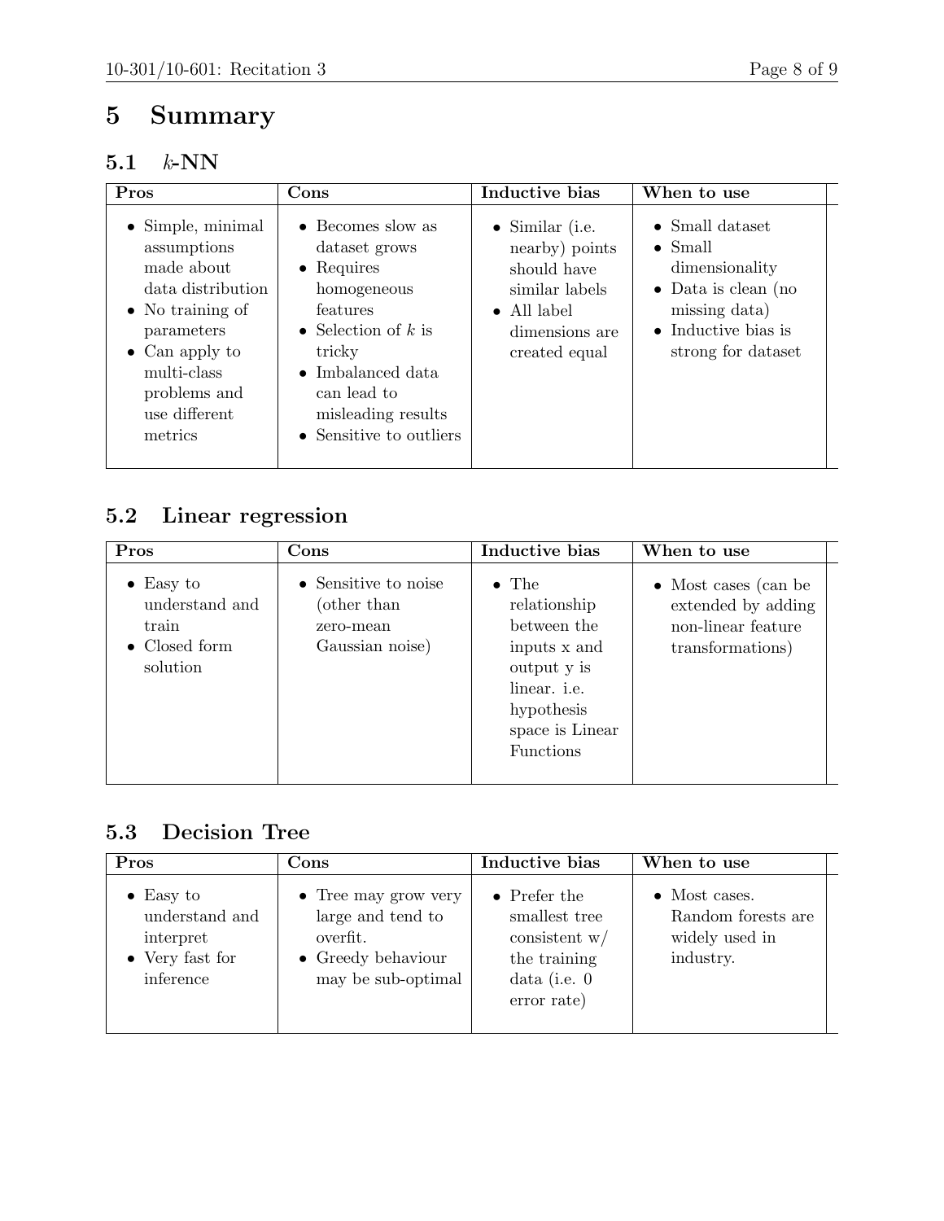# 5 Summary

## 5.1 $k$-NN

| Pros | Cons | Inductive bias | When to use |
|---|---|---|---|
| • Simple, minimal assumptions made about data distribution<br>• No training of parameters<br>• Can apply to multi-class problems and use different metrics | • Becomes slow as dataset grows<br>• Requires homogeneous features<br>• Selection of $k$ is tricky<br>• Imbalanced data can lead to misleading results<br>• Sensitive to outliers | • Similar (i.e. nearby) points should have similar labels<br>• All label dimensions are created equal | • Small dataset<br>• Small dimensionality<br>• Data is clean (no missing data)<br>• Inductive bias is strong for dataset |

## 5.2 Linear regression

| Pros | Cons | Inductive bias | When to use |
|---|---|---|---|
| • Easy to understand and train<br>• Closed form solution | • Sensitive to noise (other than zero-mean Gaussian noise) | • The relationship between the inputs x and output y is linear. i.e. hypothesis space is Linear Functions | • Most cases (can be extended by adding non-linear feature transformations) |

## 5.3 Decision Tree

| Pros | Cons | Inductive bias | When to use |
|---|---|---|---|
| • Easy to understand and interpret<br>• Very fast for inference | • Tree may grow very large and tend to overfit.<br>• Greedy behaviour may be sub-optimal | • Prefer the smallest tree consistent w/ the training data (i.e. 0 error rate) | • Most cases. Random forests are widely used in industry. |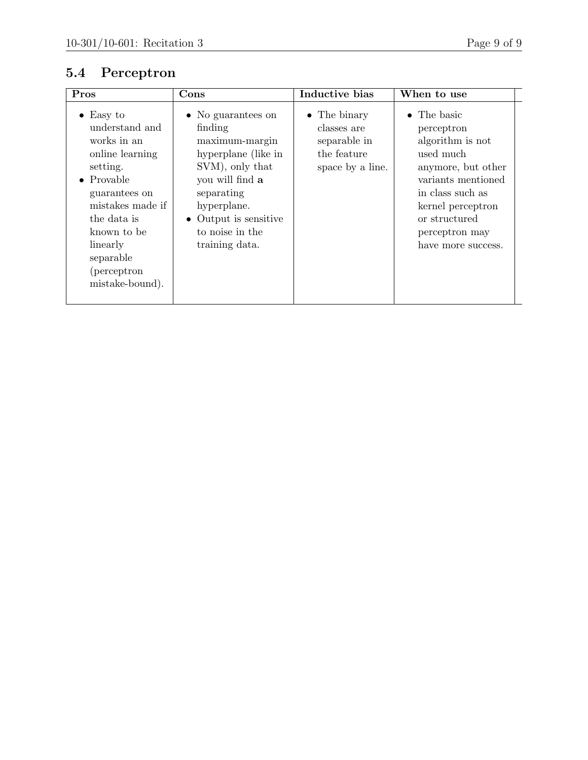## 5.4 Perceptron

| **Pros** | **Cons** | **Inductive bias** | **When to use** |
|---|---|---|---|
| • Easy to understand and works in an online learning setting. <br> • Provable guarantees on mistakes made if the data is known to be linearly separable (perceptron mistake-bound). | • No guarantees on finding maximum-margin hyperplane (like in SVM), only that you will find **a** separating hyperplane. <br> • Output is sensitive to noise in the training data. | • The binary classes are separable in the feature space by a line. | • The basic perceptron algorithm is not used much anymore, but other variants mentioned in class such as kernel perceptron or structured perceptron may have more success. |